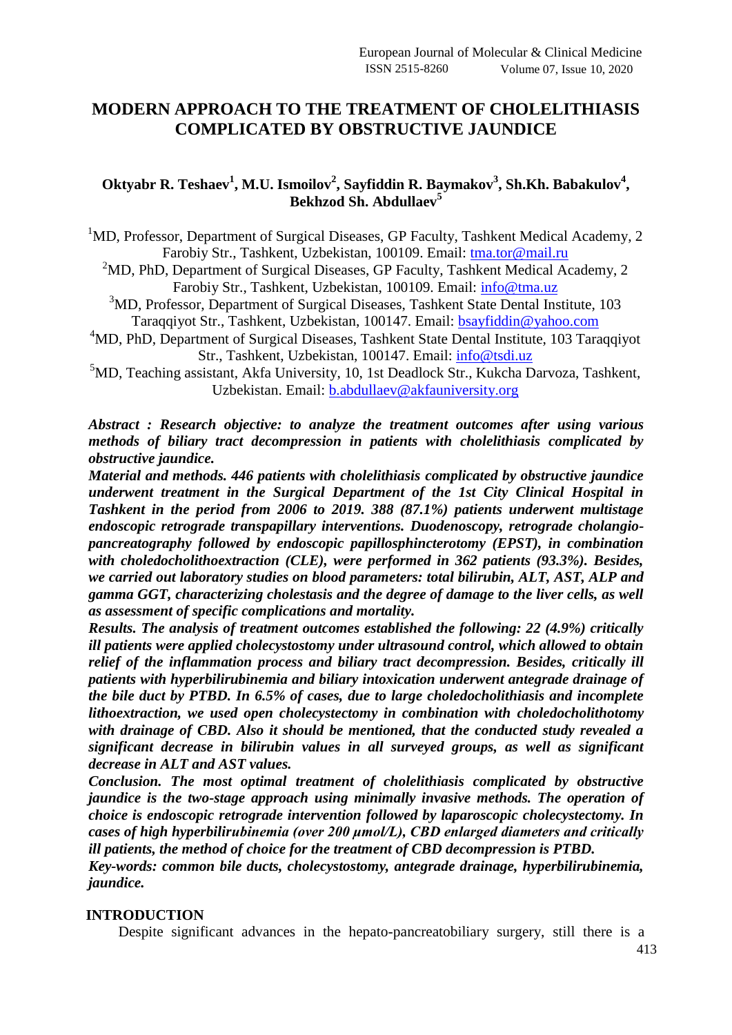# MODERN APPROACH TO THE TREATMENT OF CHOLELITHIASIS COMPLICATED BY OBSTRUCTIVE JAUNDICE

**Oktyabr R. Teshaev[1], M.U. Ismoilov[2], Sayfiddin R. Baymakov[3], Sh.Kh. Babakulov[4], Bekhzod Sh. Abdullaev[5]**

[1]MD, Professor, Department of Surgical Diseases, GP Faculty, Tashkent Medical Academy, 2 Farobiy Str., Tashkent, Uzbekistan, 100109. Email: tma.tor@mail.ru

[2]MD, PhD, Department of Surgical Diseases, GP Faculty, Tashkent Medical Academy, 2 Farobiy Str., Tashkent, Uzbekistan, 100109. Email: info@tma.uz

[3]MD, Professor, Department of Surgical Diseases, Tashkent State Dental Institute, 103 Taraqqiyot Str., Tashkent, Uzbekistan, 100147. Email: bsayfiddin@yahoo.com

[4]MD, PhD, Department of Surgical Diseases, Tashkent State Dental Institute, 103 Taraqqiyot Str., Tashkent, Uzbekistan, 100147. Email: info@tsdi.uz

[5]MD, Teaching assistant, Akfa University, 10, 1st Deadlock Str., Kukcha Darvoza, Tashkent, Uzbekistan. Email: b.abdullaev@akfauniversity.org

***Abstract : Research objective: to analyze the treatment outcomes after using various methods of biliary tract decompression in patients with cholelithiasis complicated by obstructive jaundice.***

***Material and methods. 446 patients with cholelithiasis complicated by obstructive jaundice underwent treatment in the Surgical Department of the 1st City Clinical Hospital in Tashkent in the period from 2006 to 2019. 388 (87.1%) patients underwent multistage endoscopic retrograde transpapillary interventions. Duodenoscopy, retrograde cholangio-pancreatography followed by endoscopic papillosphincterotomy (EPST), in combination with choledocholithoextraction (CLE), were performed in 362 patients (93.3%). Besides, we carried out laboratory studies on blood parameters: total bilirubin, ALT, AST, ALP and gamma GGT, characterizing cholestasis and the degree of damage to the liver cells, as well as assessment of specific complications and mortality.***

***Results. The analysis of treatment outcomes established the following: 22 (4.9%) critically ill patients were applied cholecystostomy under ultrasound control, which allowed to obtain relief of the inflammation process and biliary tract decompression. Besides, critically ill patients with hyperbilirubinemia and biliary intoxication underwent antegrade drainage of the bile duct by PTBD. In 6.5% of cases, due to large choledocholithiasis and incomplete lithoextraction, we used open cholecystectomy in combination with choledocholithotomy with drainage of CBD. Also it should be mentioned, that the conducted study revealed a significant decrease in bilirubin values in all surveyed groups, as well as significant decrease in ALT and AST values.***

***Conclusion. The most optimal treatment of cholelithiasis complicated by obstructive jaundice is the two-stage approach using minimally invasive methods. The operation of choice is endoscopic retrograde intervention followed by laparoscopic cholecystectomy. In cases of high hyperbilirubinemia (over 200 µmol/L), CBD enlarged diameters and critically ill patients, the method of choice for the treatment of CBD decompression is PTBD.***

***Key-words: common bile ducts, cholecystostomy, antegrade drainage, hyperbilirubinemia, jaundice.***

## INTRODUCTION

Despite significant advances in the hepato-pancreatobiliary surgery, still there is a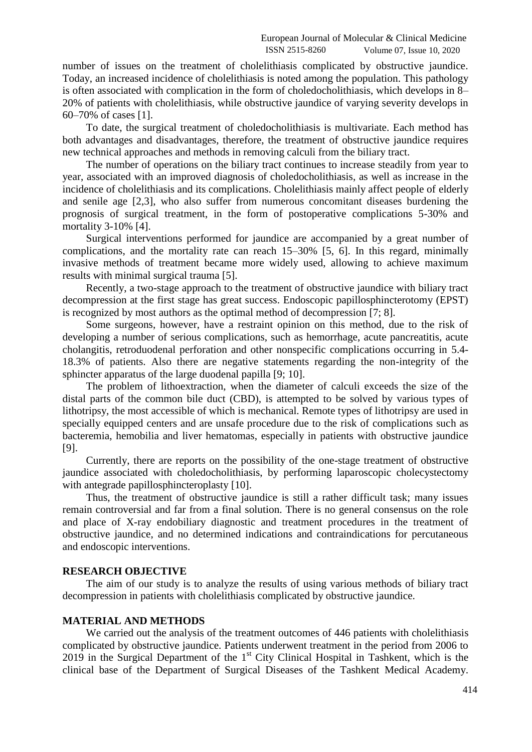number of issues on the treatment of cholelithiasis complicated by obstructive jaundice. Today, an increased incidence of cholelithiasis is noted among the population. This pathology is often associated with complication in the form of choledocholithiasis, which develops in 8–20% of patients with cholelithiasis, while obstructive jaundice of varying severity develops in 60–70% of cases [1].

To date, the surgical treatment of choledocholithiasis is multivariate. Each method has both advantages and disadvantages, therefore, the treatment of obstructive jaundice requires new technical approaches and methods in removing calculi from the biliary tract.

The number of operations on the biliary tract continues to increase steadily from year to year, associated with an improved diagnosis of choledocholithiasis, as well as increase in the incidence of cholelithiasis and its complications. Cholelithiasis mainly affect people of elderly and senile age [2,3], who also suffer from numerous concomitant diseases burdening the prognosis of surgical treatment, in the form of postoperative complications 5-30% and mortality 3-10% [4].

Surgical interventions performed for jaundice are accompanied by a great number of complications, and the mortality rate can reach 15–30% [5, 6]. In this regard, minimally invasive methods of treatment became more widely used, allowing to achieve maximum results with minimal surgical trauma [5].

Recently, a two-stage approach to the treatment of obstructive jaundice with biliary tract decompression at the first stage has great success. Endoscopic papillosphincterotomy (EPST) is recognized by most authors as the optimal method of decompression [7; 8].

Some surgeons, however, have a restraint opinion on this method, due to the risk of developing a number of serious complications, such as hemorrhage, acute pancreatitis, acute cholangitis, retroduodenal perforation and other nonspecific complications occurring in 5.4-18.3% of patients. Also there are negative statements regarding the non-integrity of the sphincter apparatus of the large duodenal papilla [9; 10].

The problem of lithoextraction, when the diameter of calculi exceeds the size of the distal parts of the common bile duct (CBD), is attempted to be solved by various types of lithotripsy, the most accessible of which is mechanical. Remote types of lithotripsy are used in specially equipped centers and are unsafe procedure due to the risk of complications such as bacteremia, hemobilia and liver hematomas, especially in patients with obstructive jaundice [9].

Currently, there are reports on the possibility of the one-stage treatment of obstructive jaundice associated with choledocholithiasis, by performing laparoscopic cholecystectomy with antegrade papillosphincteroplasty [10].

Thus, the treatment of obstructive jaundice is still a rather difficult task; many issues remain controversial and far from a final solution. There is no general consensus on the role and place of X-ray endobiliary diagnostic and treatment procedures in the treatment of obstructive jaundice, and no determined indications and contraindications for percutaneous and endoscopic interventions.

## RESEARCH OBJECTIVE

The aim of our study is to analyze the results of using various methods of biliary tract decompression in patients with cholelithiasis complicated by obstructive jaundice.

## MATERIAL AND METHODS

We carried out the analysis of the treatment outcomes of 446 patients with cholelithiasis complicated by obstructive jaundice. Patients underwent treatment in the period from 2006 to 2019 in the Surgical Department of the 1st City Clinical Hospital in Tashkent, which is the clinical base of the Department of Surgical Diseases of the Tashkent Medical Academy.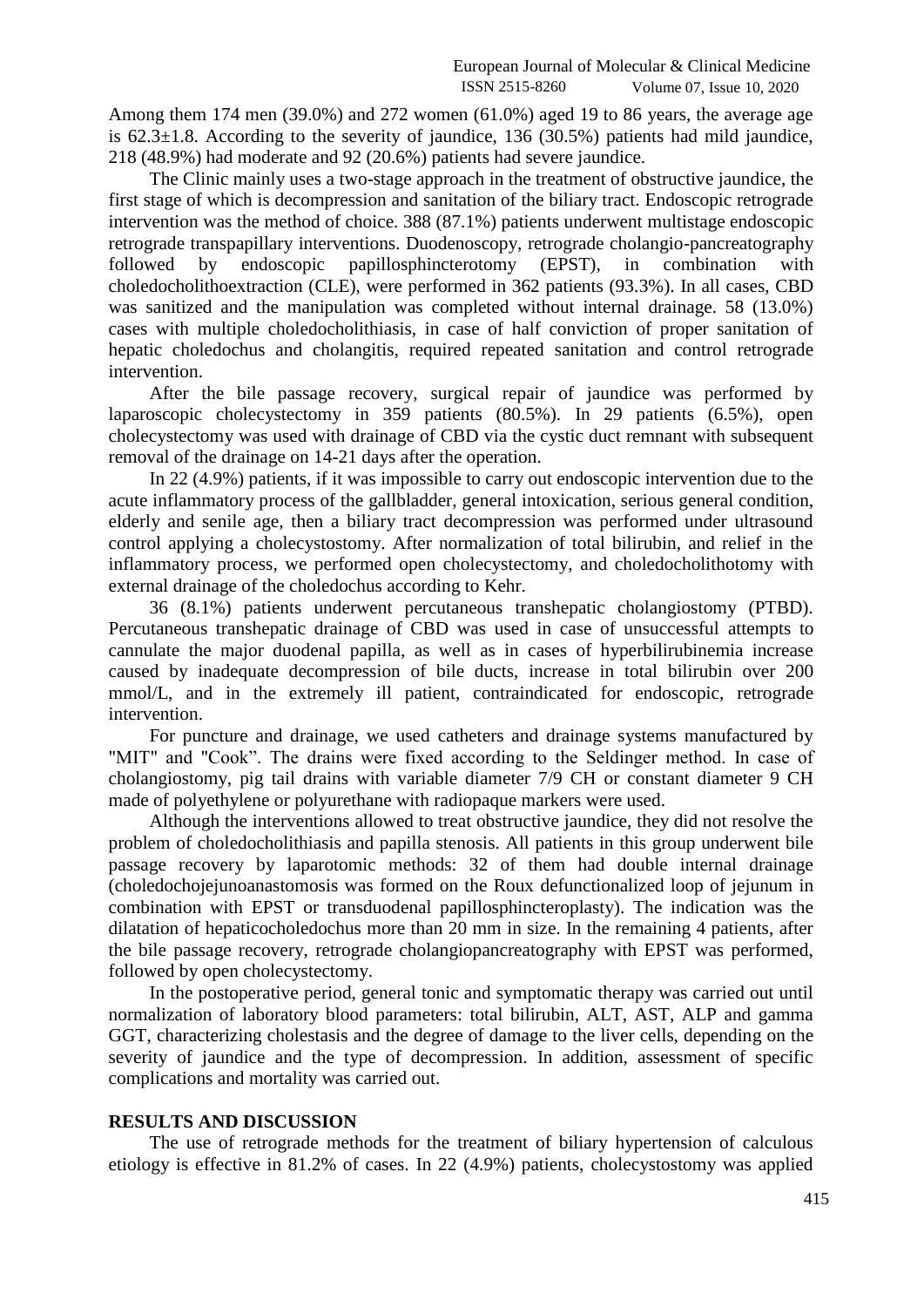Among them 174 men (39.0%) and 272 women (61.0%) aged 19 to 86 years, the average age is 62.3±1.8. According to the severity of jaundice, 136 (30.5%) patients had mild jaundice, 218 (48.9%) had moderate and 92 (20.6%) patients had severe jaundice.

The Clinic mainly uses a two-stage approach in the treatment of obstructive jaundice, the first stage of which is decompression and sanitation of the biliary tract. Endoscopic retrograde intervention was the method of choice. 388 (87.1%) patients underwent multistage endoscopic retrograde transpapillary interventions. Duodenoscopy, retrograde cholangio-pancreatography followed by endoscopic papillosphincterotomy (EPST), in combination with choledocholithoextraction (CLE), were performed in 362 patients (93.3%). In all cases, CBD was sanitized and the manipulation was completed without internal drainage. 58 (13.0%) cases with multiple choledocholithiasis, in case of half conviction of proper sanitation of hepatic choledochus and cholangitis, required repeated sanitation and control retrograde intervention.

After the bile passage recovery, surgical repair of jaundice was performed by laparoscopic cholecystectomy in 359 patients (80.5%). In 29 patients (6.5%), open cholecystectomy was used with drainage of CBD via the cystic duct remnant with subsequent removal of the drainage on 14-21 days after the operation.

In 22 (4.9%) patients, if it was impossible to carry out endoscopic intervention due to the acute inflammatory process of the gallbladder, general intoxication, serious general condition, elderly and senile age, then a biliary tract decompression was performed under ultrasound control applying a cholecystostomy. After normalization of total bilirubin, and relief in the inflammatory process, we performed open cholecystectomy, and choledocholithotomy with external drainage of the choledochus according to Kehr.

36 (8.1%) patients underwent percutaneous transhepatic cholangiostomy (PTBD). Percutaneous transhepatic drainage of CBD was used in case of unsuccessful attempts to cannulate the major duodenal papilla, as well as in cases of hyperbilirubinemia increase caused by inadequate decompression of bile ducts, increase in total bilirubin over 200 mmol/L, and in the extremely ill patient, contraindicated for endoscopic, retrograde intervention.

For puncture and drainage, we used catheters and drainage systems manufactured by "MIT" and "Cook". The drains were fixed according to the Seldinger method. In case of cholangiostomy, pig tail drains with variable diameter 7/9 CH or constant diameter 9 CH made of polyethylene or polyurethane with radiopaque markers were used.

Although the interventions allowed to treat obstructive jaundice, they did not resolve the problem of choledocholithiasis and papilla stenosis. All patients in this group underwent bile passage recovery by laparotomic methods: 32 of them had double internal drainage (choledochojejunoanastomosis was formed on the Roux defunctionalized loop of jejunum in combination with EPST or transduodenal papillosphincteroplasty). The indication was the dilatation of hepaticocholedochus more than 20 mm in size. In the remaining 4 patients, after the bile passage recovery, retrograde cholangiopancreatography with EPST was performed, followed by open cholecystectomy.

In the postoperative period, general tonic and symptomatic therapy was carried out until normalization of laboratory blood parameters: total bilirubin, ALT, AST, ALP and gamma GGT, characterizing cholestasis and the degree of damage to the liver cells, depending on the severity of jaundice and the type of decompression. In addition, assessment of specific complications and mortality was carried out.

## RESULTS AND DISCUSSION

The use of retrograde methods for the treatment of biliary hypertension of calculous etiology is effective in 81.2% of cases. In 22 (4.9%) patients, cholecystostomy was applied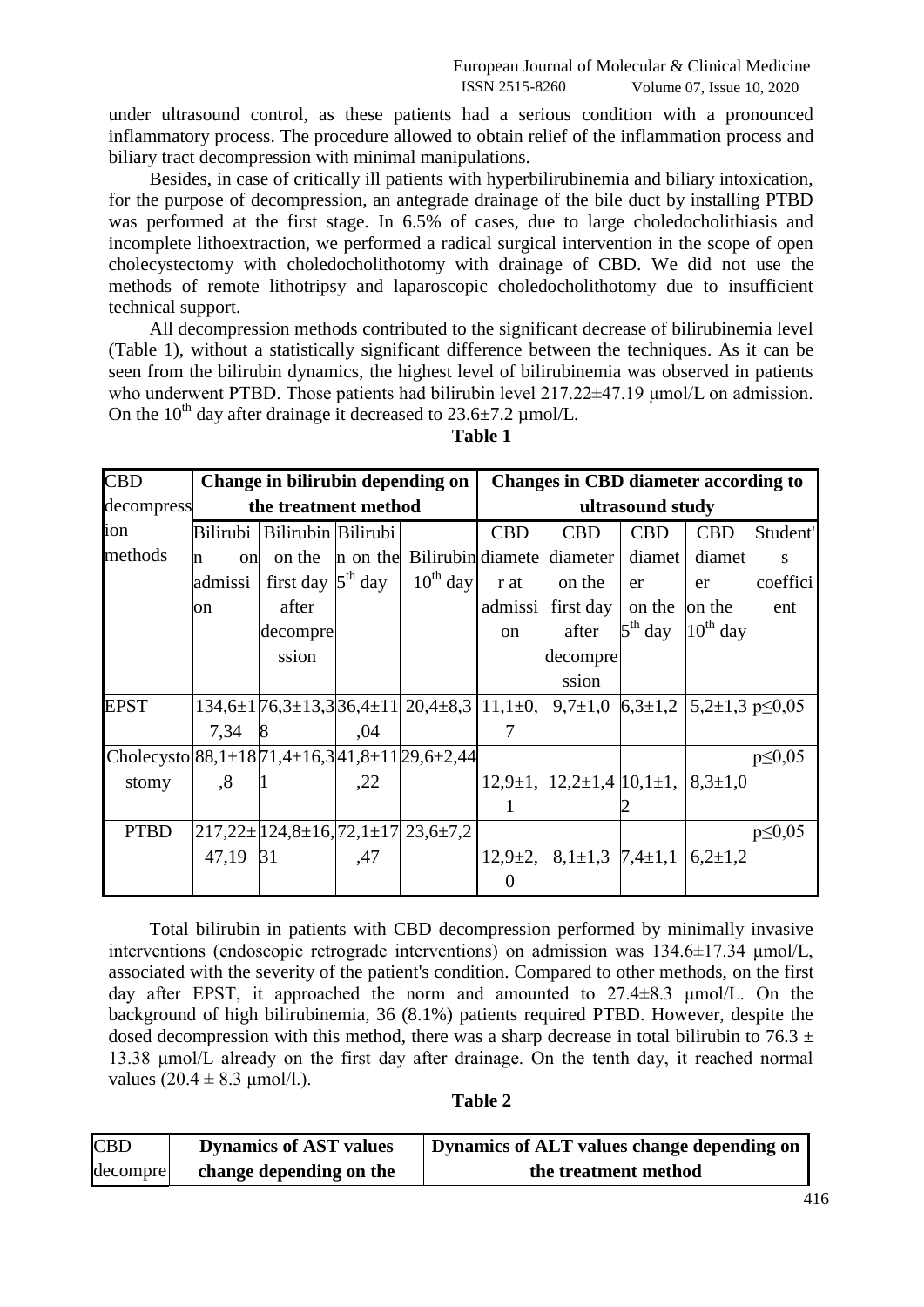under ultrasound control, as these patients had a serious condition with a pronounced inflammatory process. The procedure allowed to obtain relief of the inflammation process and biliary tract decompression with minimal manipulations.

Besides, in case of critically ill patients with hyperbilirubinemia and biliary intoxication, for the purpose of decompression, an antegrade drainage of the bile duct by installing PTBD was performed at the first stage. In 6.5% of cases, due to large choledocholithiasis and incomplete lithoextraction, we performed a radical surgical intervention in the scope of open cholecystectomy with choledocholithotomy with drainage of CBD. We did not use the methods of remote lithotripsy and laparoscopic choledocholithotomy due to insufficient technical support.

All decompression methods contributed to the significant decrease of bilirubinemia level (Table 1), without a statistically significant difference between the techniques. As it can be seen from the bilirubin dynamics, the highest level of bilirubinemia was observed in patients who underwent PTBD. Those patients had bilirubin level 217.22±47.19 μmol/L on admission. On the 10th day after drainage it decreased to 23.6±7.2 μmol/L.

**Table 1**

| CBD decompression methods | Change in bilirubin depending on the treatment method | | | | Changes in CBD diameter according to ultrasound study | | | | |
|---|---|---|---|---|---|---|---|---|---|
| | Bilirubin on admission | Bilirubin on the first day after decompression | Bilirubin on the 5th day | Bilirubin 10th day | CBD diameter at admission | CBD diameter on the first day after decompression | CBD diameter on the 5th day | CBD diameter on the 10th day | Student's coefficient |
| EPST | 134,6±17,34 | 76,3±13,38 | 36,4±11,04 | 20,4±8,3 | 11,1±0,7 | 9,7±1,0 | 6,3±1,2 | 5,2±1,3 | p≤0,05 |
| Cholecystostomy | 88,1±18,8 | 71,4±16,31 | 41,8±11,22 | 29,6±2,44 | 12,9±1,1 | 12,2±1,4 | 10,1±1,2 | 8,3±1,0 | p≤0,05 |
| PTBD | 217,22±47,19 | 124,8±16,31 | 72,1±17,47 | 23,6±7,2 | 12,9±2,0 | 8,1±1,3 | 7,4±1,1 | 6,2±1,2 | p≤0,05 |

Total bilirubin in patients with CBD decompression performed by minimally invasive interventions (endoscopic retrograde interventions) on admission was 134.6±17.34 μmol/L, associated with the severity of the patient's condition. Compared to other methods, on the first day after EPST, it approached the norm and amounted to 27.4±8.3 μmol/L. On the background of high bilirubinemia, 36 (8.1%) patients required PTBD. However, despite the dosed decompression with this method, there was a sharp decrease in total bilirubin to 76.3 ± 13.38 μmol/L already on the first day after drainage. On the tenth day, it reached normal values (20.4 ± 8.3 μmol/l.).

**Table 2**

| CBD decompre | Dynamics of AST values change depending on the | Dynamics of ALT values change depending on the treatment method |
|---|---|---|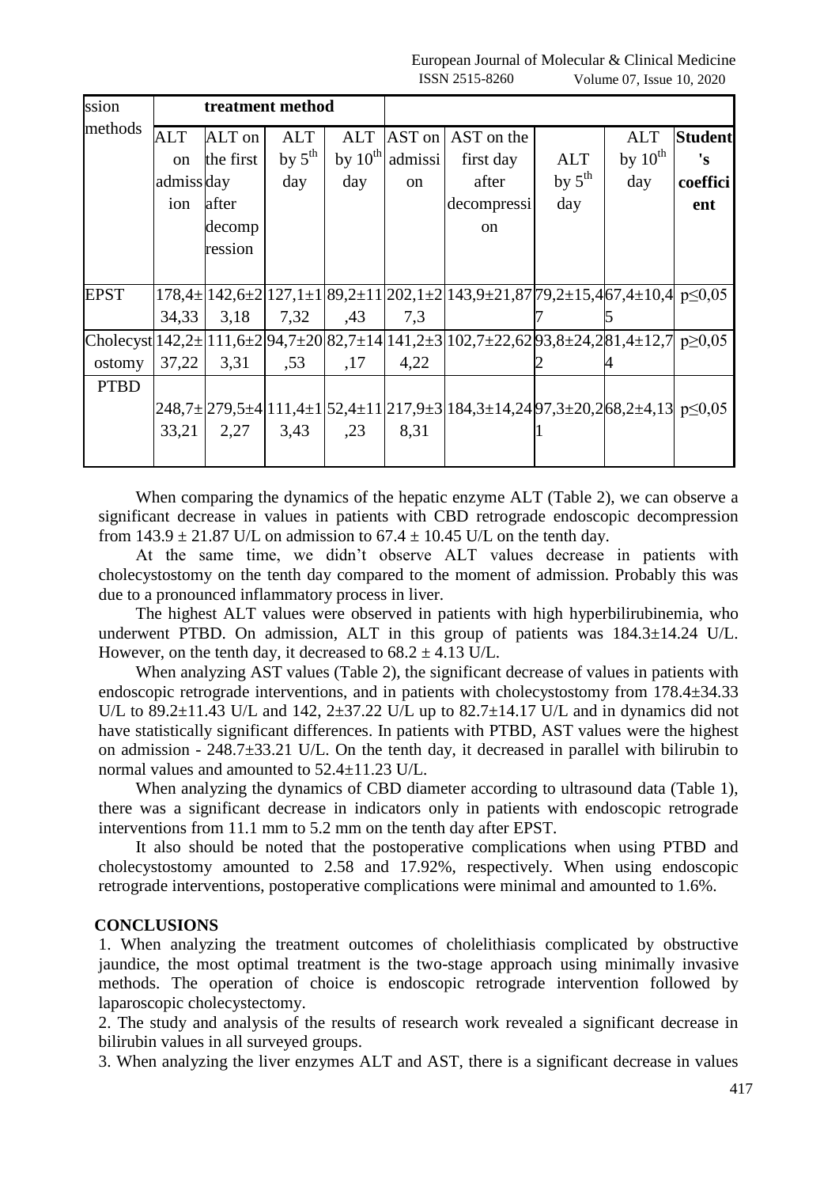| ssion methods | treatment method | | | | | | | | |
|---|---|---|---|---|---|---|---|---|---|
| | ALT on admission | ALT on the first day after decompression | ALT by 5[th] day | ALT by 10[th] day | AST on admission | AST on the first day after decompression | ALT by 5[th] day | ALT by 10[th] day | Student's coefficient |
| EPST | 178,4±34,33 | 142,6±23,18 | 127,1±17,32 | 89,2±11,43 | 202,1±27,3 | 143,9±21,87 | 79,2±15,47 | 67,4±10,45 | p≤0,05 |
| Cholecystostomy | 142,2±37,22 | 111,6±23,31 | 94,7±20,53 | 82,7±14,17 | 141,2±34,22 | 102,7±22,62 | 93,8±24,22 | 81,4±12,74 | p≥0,05 |
| PTBD | 248,7±33,21 | 279,5±42,27 | 111,4±13,43 | 52,4±11,23 | 217,9±38,31 | 184,3±14,24 | 97,3±20,21 | 68,2±4,13 | p≤0,05 |

When comparing the dynamics of the hepatic enzyme ALT (Table 2), we can observe a significant decrease in values in patients with CBD retrograde endoscopic decompression from 143.9 ± 21.87 U/L on admission to 67.4 ± 10.45 U/L on the tenth day.

At the same time, we didn't observe ALT values decrease in patients with cholecystostomy on the tenth day compared to the moment of admission. Probably this was due to a pronounced inflammatory process in liver.

The highest ALT values were observed in patients with high hyperbilirubinemia, who underwent PTBD. On admission, ALT in this group of patients was 184.3±14.24 U/L. However, on the tenth day, it decreased to 68.2 ± 4.13 U/L.

When analyzing AST values (Table 2), the significant decrease of values in patients with endoscopic retrograde interventions, and in patients with cholecystostomy from 178.4±34.33 U/L to 89.2±11.43 U/L and 142, 2±37.22 U/L up to 82.7±14.17 U/L and in dynamics did not have statistically significant differences. In patients with PTBD, AST values were the highest on admission - 248.7±33.21 U/L. On the tenth day, it decreased in parallel with bilirubin to normal values and amounted to 52.4±11.23 U/L.

When analyzing the dynamics of CBD diameter according to ultrasound data (Table 1), there was a significant decrease in indicators only in patients with endoscopic retrograde interventions from 11.1 mm to 5.2 mm on the tenth day after EPST.

It also should be noted that the postoperative complications when using PTBD and cholecystostomy amounted to 2.58 and 17.92%, respectively. When using endoscopic retrograde interventions, postoperative complications were minimal and amounted to 1.6%.

## CONCLUSIONS

1. When analyzing the treatment outcomes of cholelithiasis complicated by obstructive jaundice, the most optimal treatment is the two-stage approach using minimally invasive methods. The operation of choice is endoscopic retrograde intervention followed by laparoscopic cholecystectomy.
2. The study and analysis of the results of research work revealed a significant decrease in bilirubin values in all surveyed groups.
3. When analyzing the liver enzymes ALT and AST, there is a significant decrease in values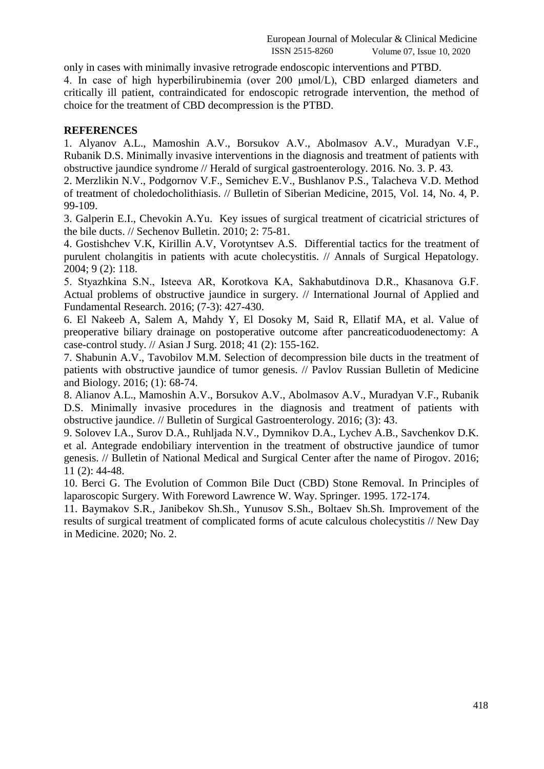only in cases with minimally invasive retrograde endoscopic interventions and PTBD.

4. In case of high hyperbilirubinemia (over 200 μmol/L), CBD enlarged diameters and critically ill patient, contraindicated for endoscopic retrograde intervention, the method of choice for the treatment of CBD decompression is the PTBD.

## REFERENCES

1. Alyanov A.L., Mamoshin A.V., Borsukov A.V., Abolmasov A.V., Muradyan V.F., Rubanik D.S. Minimally invasive interventions in the diagnosis and treatment of patients with obstructive jaundice syndrome // Herald of surgical gastroenterology. 2016. No. 3. P. 43.
2. Merzlikin N.V., Podgornov V.F., Semichev E.V., Bushlanov P.S., Talacheva V.D. Method of treatment of choledocholithiasis. // Bulletin of Siberian Medicine, 2015, Vol. 14, No. 4, P. 99-109.
3. Galperin E.I., Chevokin A.Yu. Key issues of surgical treatment of cicatricial strictures of the bile ducts. // Sechenov Bulletin. 2010; 2: 75-81.
4. Gostishchev V.K, Kirillin A.V, Vorotyntsev A.S. Differential tactics for the treatment of purulent cholangitis in patients with acute cholecystitis. // Annals of Surgical Hepatology. 2004; 9 (2): 118.
5. Styazhkina S.N., Isteeva AR, Korotkova KA, Sakhabutdinova D.R., Khasanova G.F. Actual problems of obstructive jaundice in surgery. // International Journal of Applied and Fundamental Research. 2016; (7-3): 427-430.
6. El Nakeeb A, Salem A, Mahdy Y, El Dosoky M, Said R, Ellatif MA, et al. Value of preoperative biliary drainage on postoperative outcome after pancreaticoduodenectomy: A case-control study. // Asian J Surg. 2018; 41 (2): 155-162.
7. Shabunin A.V., Tavobilov M.M. Selection of decompression bile ducts in the treatment of patients with obstructive jaundice of tumor genesis. // Pavlov Russian Bulletin of Medicine and Biology. 2016; (1): 68-74.
8. Alianov A.L., Mamoshin A.V., Borsukov A.V., Abolmasov A.V., Muradyan V.F., Rubanik D.S. Minimally invasive procedures in the diagnosis and treatment of patients with obstructive jaundice. // Bulletin of Surgical Gastroenterology. 2016; (3): 43.
9. Solovev I.A., Surov D.A., Ruhljada N.V., Dymnikov D.A., Lychev A.B., Savchenkov D.K. et al. Antegrade endobiliary intervention in the treatment of obstructive jaundice of tumor genesis. // Bulletin of National Medical and Surgical Center after the name of Pirogov. 2016; 11 (2): 44-48.
10. Berci G. The Evolution of Common Bile Duct (CBD) Stone Removal. In Principles of laparoscopic Surgery. With Foreword Lawrence W. Way. Springer. 1995. 172-174.
11. Baymakov S.R., Janibekov Sh.Sh., Yunusov S.Sh., Boltaev Sh.Sh. Improvement of the results of surgical treatment of complicated forms of acute calculous cholecystitis // New Day in Medicine. 2020; No. 2.